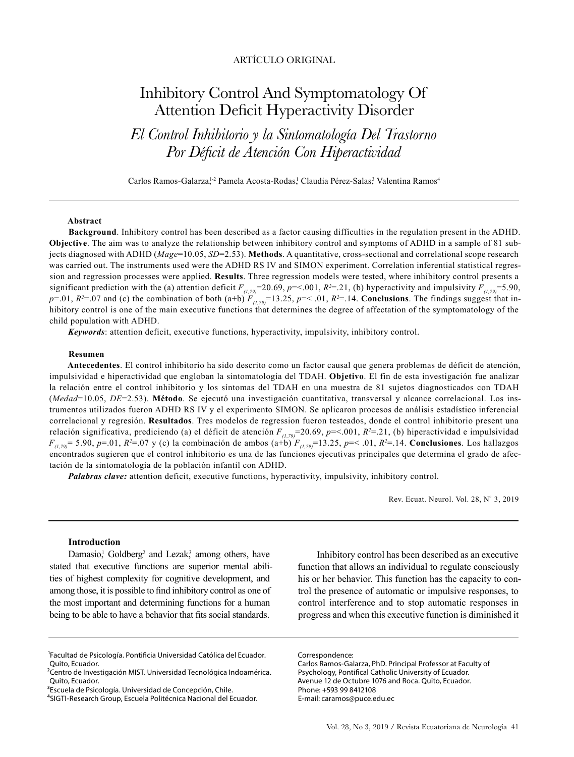ARTÍCULO ORIGINAL

# Inhibitory Control And Symptomatology Of Attention Deficit Hyperactivity Disorder

## *El Control Inhibitorio y la Sintomatología Del Trastorno Por Déficit de Atención Con Hiperactividad*

Carlos Ramos-Galarza,[1-2] Pamela Acosta-Rodas,[1] Claudia Pérez-Salas,[3] Valentina Ramos[4]

### Abstract

**Background**. Inhibitory control has been described as a factor causing difficulties in the regulation present in the ADHD. **Objective**. The aim was to analyze the relationship between inhibitory control and symptoms of ADHD in a sample of 81 subjects diagnosed with ADHD (*Mage*=10.05, *SD*=2.53). **Methods**. A quantitative, cross-sectional and correlational scope research was carried out. The instruments used were the ADHD RS IV and SIMON experiment. Correlation inferential statistical regression and regression processes were applied. **Results**. Three regression models were tested, where inhibitory control presents a significant prediction with the (a) attention deficit $F_{(1,79)}$=20.69, $p$=<.001, $R^2$=.21, (b) hyperactivity and impulsivity $F_{(1,79)}$=5.90, $p$=.01, $R^2$=.07 and (c) the combination of both (a+b) $F_{(1,79)}$=13.25, $p$=< .01, $R^2$=.14. **Conclusions**. The findings suggest that inhibitory control is one of the main executive functions that determines the degree of affectation of the symptomatology of the child population with ADHD.

***Keywords***: attention deficit, executive functions, hyperactivity, impulsivity, inhibitory control.

### Resumen

**Antecedentes**. El control inhibitorio ha sido descrito como un factor causal que genera problemas de déficit de atención, impulsividad e hiperactividad que engloban la sintomatología del TDAH. **Objetivo**. El fin de esta investigación fue analizar la relación entre el control inhibitorio y los síntomas del TDAH en una muestra de 81 sujetos diagnosticados con TDAH (*Medad*=10.05, *DE*=2.53). **Método**. Se ejecutó una investigación cuantitativa, transversal y alcance correlacional. Los instrumentos utilizados fueron ADHD RS IV y el experimento SIMON. Se aplicaron procesos de análisis estadístico inferencial correlacional y regresión. **Resultados**. Tres modelos de regression fueron testeados, donde el control inhibitorio present una relación significativa, prediciendo (a) el déficit de atención $F_{(1,79)}$=20.69, $p$=<.001, $R^2$=.21, (b) hiperactividad e impulsividad $F_{(1,79)}$= 5.90, $p$=.01, $R^2$=.07 y (c) la combinación de ambos (a+b) $F_{(1,79)}$=13.25, $p$=< .01, $R^2$=.14. **Conclusiones**. Los hallazgos encontrados sugieren que el control inhibitorio es una de las funciones ejecutivas principales que determina el grado de afectación de la sintomatología de la población infantil con ADHD.

***Palabras clave:*** attention deficit, executive functions, hyperactivity, impulsivity, inhibitory control.

Rev. Ecuat. Neurol. Vol. 28, N° 3, 2019

### Introduction

Damasio,[1] Goldberg[2] and Lezak,[3] among others, have stated that executive functions are superior mental abilities of highest complexity for cognitive development, and among those, it is possible to find inhibitory control as one of the most important and determining functions for a human being to be able to have a behavior that fits social standards.

Inhibitory control has been described as an executive function that allows an individual to regulate consciously his or her behavior. This function has the capacity to control the presence of automatic or impulsive responses, to control interference and to stop automatic responses in progress and when this executive function is diminished it

[1]Facultad de Psicología. Pontificia Universidad Católica del Ecuador. Quito, Ecuador.
[2]Centro de Investigación MIST. Universidad Tecnológica Indoamérica. Quito, Ecuador.
[3]Escuela de Psicología. Universidad de Concepción, Chile.
[4]SIGTI-Research Group, Escuela Politécnica Nacional del Ecuador.

Correspondence:
Carlos Ramos-Galarza, PhD. Principal Professor at Faculty of Psychology, Pontifical Catholic University of Ecuador.
Avenue 12 de Octubre 1076 and Roca. Quito, Ecuador.
Phone: +593 99 8412108
E-mail: caramos@puce.edu.ec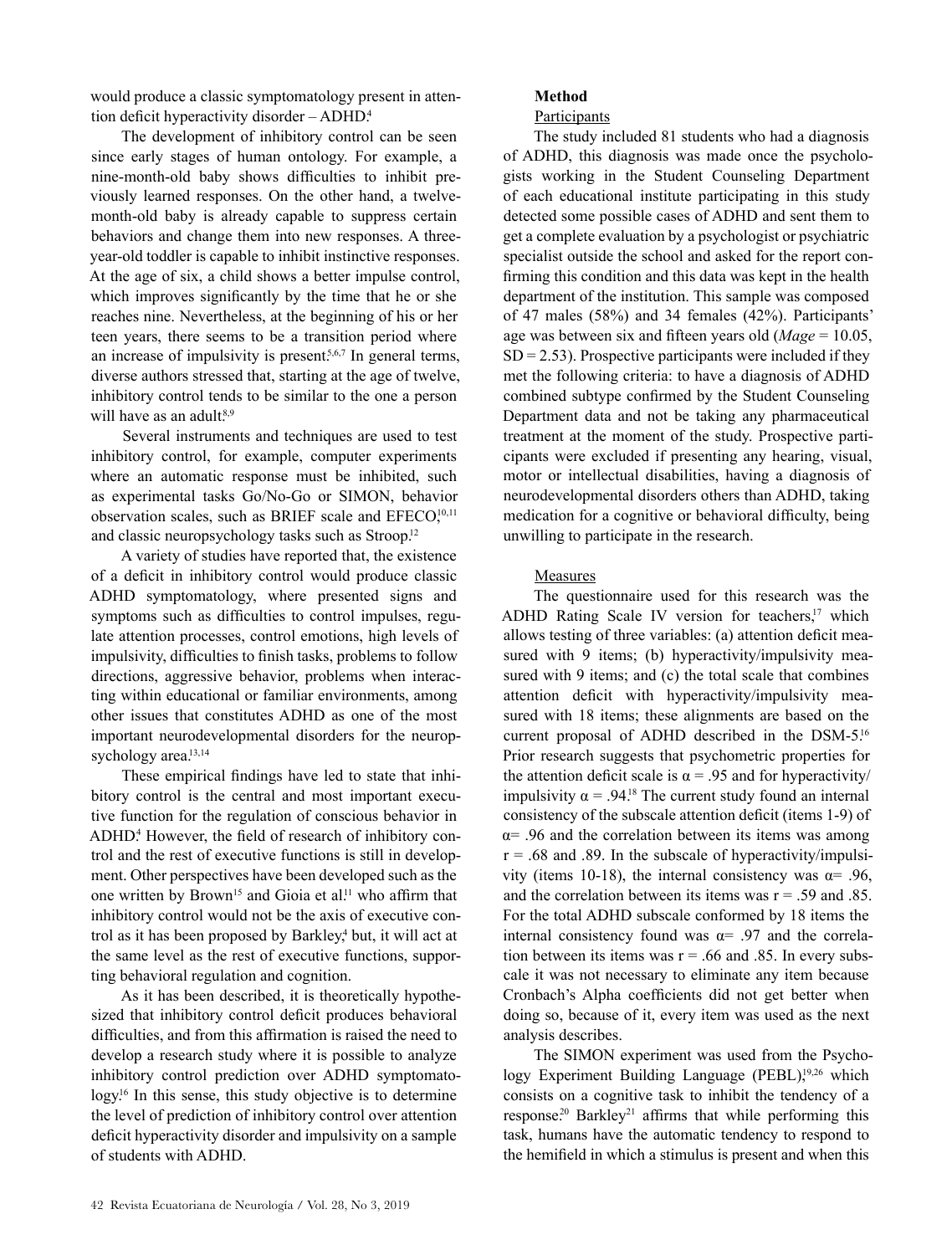would produce a classic symptomatology present in attention deficit hyperactivity disorder – ADHD.[4]

The development of inhibitory control can be seen since early stages of human ontology. For example, a nine-month-old baby shows difficulties to inhibit previously learned responses. On the other hand, a twelve-month-old baby is already capable to suppress certain behaviors and change them into new responses. A three-year-old toddler is capable to inhibit instinctive responses. At the age of six, a child shows a better impulse control, which improves significantly by the time that he or she reaches nine. Nevertheless, at the beginning of his or her teen years, there seems to be a transition period where an increase of impulsivity is present.[5,6,7] In general terms, diverse authors stressed that, starting at the age of twelve, inhibitory control tends to be similar to the one a person will have as an adult.[8,9]

Several instruments and techniques are used to test inhibitory control, for example, computer experiments where an automatic response must be inhibited, such as experimental tasks Go/No-Go or SIMON, behavior observation scales, such as BRIEF scale and EFECO,[10,11] and classic neuropsychology tasks such as Stroop.[12]

A variety of studies have reported that, the existence of a deficit in inhibitory control would produce classic ADHD symptomatology, where presented signs and symptoms such as difficulties to control impulses, regulate attention processes, control emotions, high levels of impulsivity, difficulties to finish tasks, problems to follow directions, aggressive behavior, problems when interacting within educational or familiar environments, among other issues that constitutes ADHD as one of the most important neurodevelopmental disorders for the neuropsychology area.[13,14]

These empirical findings have led to state that inhibitory control is the central and most important executive function for the regulation of conscious behavior in ADHD.[4] However, the field of research of inhibitory control and the rest of executive functions is still in development. Other perspectives have been developed such as the one written by Brown[15] and Gioia et al.[11] who affirm that inhibitory control would not be the axis of executive control as it has been proposed by Barkley,[4] but, it will act at the same level as the rest of executive functions, supporting behavioral regulation and cognition.

As it has been described, it is theoretically hypothesized that inhibitory control deficit produces behavioral difficulties, and from this affirmation is raised the need to develop a research study where it is possible to analyze inhibitory control prediction over ADHD symptomatology.[16] In this sense, this study objective is to determine the level of prediction of inhibitory control over attention deficit hyperactivity disorder and impulsivity on a sample of students with ADHD.

## Method

### Participants

The study included 81 students who had a diagnosis of ADHD, this diagnosis was made once the psychologists working in the Student Counseling Department of each educational institute participating in this study detected some possible cases of ADHD and sent them to get a complete evaluation by a psychologist or psychiatric specialist outside the school and asked for the report confirming this condition and this data was kept in the health department of the institution. This sample was composed of 47 males (58%) and 34 females (42%). Participants' age was between six and fifteen years old (*Mage* = 10.05, SD = 2.53). Prospective participants were included if they met the following criteria: to have a diagnosis of ADHD combined subtype confirmed by the Student Counseling Department data and not be taking any pharmaceutical treatment at the moment of the study. Prospective participants were excluded if presenting any hearing, visual, motor or intellectual disabilities, having a diagnosis of neurodevelopmental disorders others than ADHD, taking medication for a cognitive or behavioral difficulty, being unwilling to participate in the research.

### Measures

The questionnaire used for this research was the ADHD Rating Scale IV version for teachers,[17] which allows testing of three variables: (a) attention deficit measured with 9 items; (b) hyperactivity/impulsivity measured with 9 items; and (c) the total scale that combines attention deficit with hyperactivity/impulsivity measured with 18 items; these alignments are based on the current proposal of ADHD described in the DSM-5.[16] Prior research suggests that psychometric properties for the attention deficit scale is $\alpha = .95$ and for hyperactivity/impulsivity $\alpha = .94$.[18] The current study found an internal consistency of the subscale attention deficit (items 1-9) of $\alpha = .96$ and the correlation between its items was among $r = .68$ and $.89$. In the subscale of hyperactivity/impulsivity (items 10-18), the internal consistency was $\alpha = .96$, and the correlation between its items was $r = .59$ and $.85$. For the total ADHD subscale conformed by 18 items the internal consistency found was $\alpha = .97$ and the correlation between its items was $r = .66$ and $.85$. In every subscale it was not necessary to eliminate any item because Cronbach's Alpha coefficients did not get better when doing so, because of it, every item was used as the next analysis describes.

The SIMON experiment was used from the Psychology Experiment Building Language (PEBL),[19,26] which consists on a cognitive task to inhibit the tendency of a response.[20] Barkley[21] affirms that while performing this task, humans have the automatic tendency to respond to the hemifield in which a stimulus is present and when this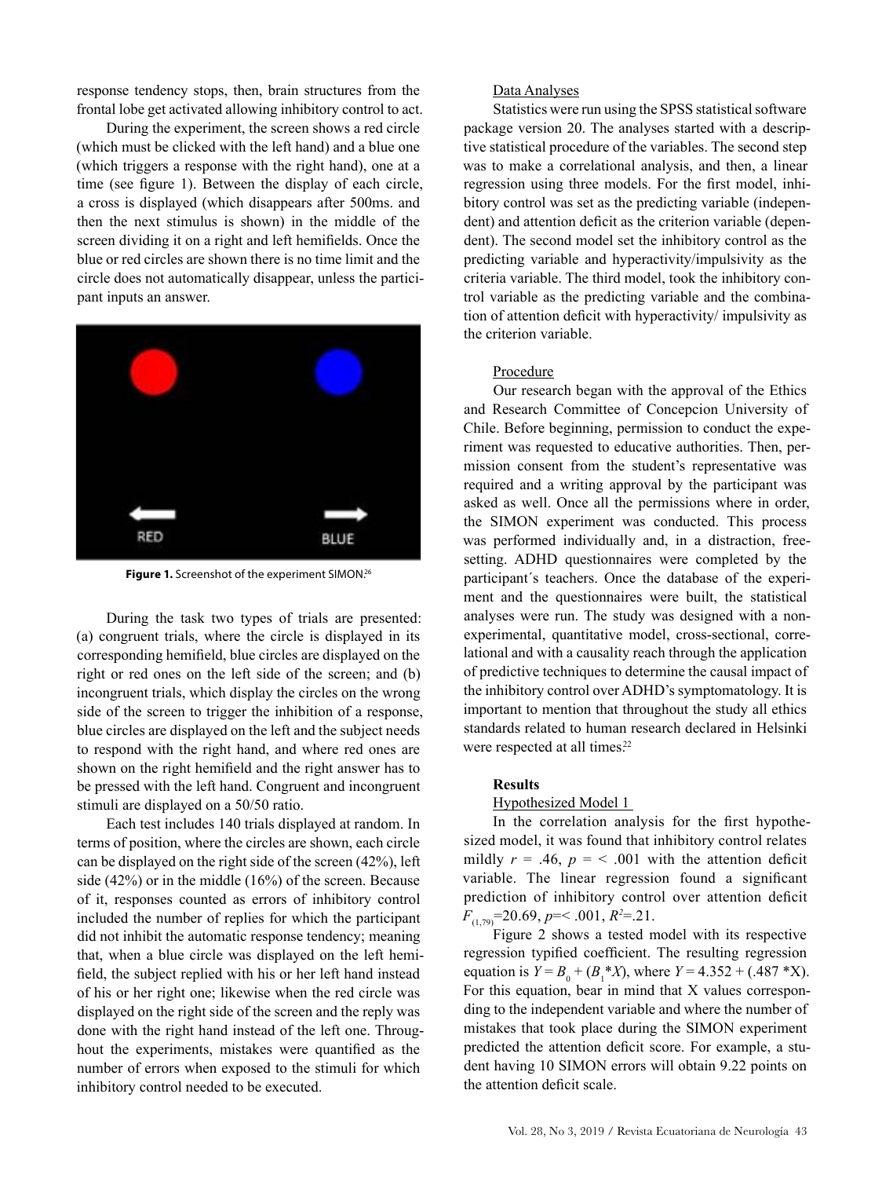response tendency stops, then, brain structures from the frontal lobe get activated allowing inhibitory control to act.

During the experiment, the screen shows a red circle (which must be clicked with the left hand) and a blue one (which triggers a response with the right hand), one at a time (see figure 1). Between the display of each circle, a cross is displayed (which disappears after 500ms. and then the next stimulus is shown) in the middle of the screen dividing it on a right and left hemifields. Once the blue or red circles are shown there is no time limit and the circle does not automatically disappear, unless the participant inputs an answer.

**Figure 1.** Screenshot of the experiment SIMON.[26]

During the task two types of trials are presented: (a) congruent trials, where the circle is displayed in its corresponding hemifield, blue circles are displayed on the right or red ones on the left side of the screen; and (b) incongruent trials, which display the circles on the wrong side of the screen to trigger the inhibition of a response, blue circles are displayed on the left and the subject needs to respond with the right hand, and where red ones are shown on the right hemifield and the right answer has to be pressed with the left hand. Congruent and incongruent stimuli are displayed on a 50/50 ratio.

Each test includes 140 trials displayed at random. In terms of position, where the circles are shown, each circle can be displayed on the right side of the screen (42%), left side (42%) or in the middle (16%) of the screen. Because of it, responses counted as errors of inhibitory control included the number of replies for which the participant did not inhibit the automatic response tendency; meaning that, when a blue circle was displayed on the left hemifield, the subject replied with his or her left hand instead of his or her right one; likewise when the red circle was displayed on the right side of the screen and the reply was done with the right hand instead of the left one. Throughout the experiments, mistakes were quantified as the number of errors when exposed to the stimuli for which inhibitory control needed to be executed.

Data Analyses

Statistics were run using the SPSS statistical software package version 20. The analyses started with a descriptive statistical procedure of the variables. The second step was to make a correlational analysis, and then, a linear regression using three models. For the first model, inhibitory control was set as the predicting variable (independent) and attention deficit as the criterion variable (dependent). The second model set the inhibitory control as the predicting variable and hyperactivity/impulsivity as the criteria variable. The third model, took the inhibitory control variable as the predicting variable and the combination of attention deficit with hyperactivity/ impulsivity as the criterion variable.

Procedure

Our research began with the approval of the Ethics and Research Committee of Concepcion University of Chile. Before beginning, permission to conduct the experiment was requested to educative authorities. Then, permission consent from the student's representative was required and a writing approval by the participant was asked as well. Once all the permissions where in order, the SIMON experiment was conducted. This process was performed individually and, in a distraction, free-setting. ADHD questionnaires were completed by the participant´s teachers. Once the database of the experiment and the questionnaires were built, the statistical analyses were run. The study was designed with a non-experimental, quantitative model, cross-sectional, correlational and with a causality reach through the application of predictive techniques to determine the causal impact of the inhibitory control over ADHD's symptomatology. It is important to mention that throughout the study all ethics standards related to human research declared in Helsinki were respected at all times.[22]

## Results

Hypothesized Model 1

In the correlation analysis for the first hypothesized model, it was found that inhibitory control relates mildly $r = .46$, $p = < .001$ with the attention deficit variable. The linear regression found a significant prediction of inhibitory control over attention deficit $F_{(1,79)}=20.69$, $p=< .001$, $R^2=.21$.

Figure 2 shows a tested model with its respective regression typified coefficient. The resulting regression equation is $Y = B_0 + (B_1{*}X)$, where $Y = 4.352 + (.487 {*}X)$. For this equation, bear in mind that X values corresponding to the independent variable and where the number of mistakes that took place during the SIMON experiment predicted the attention deficit score. For example, a student having 10 SIMON errors will obtain 9.22 points on the attention deficit scale.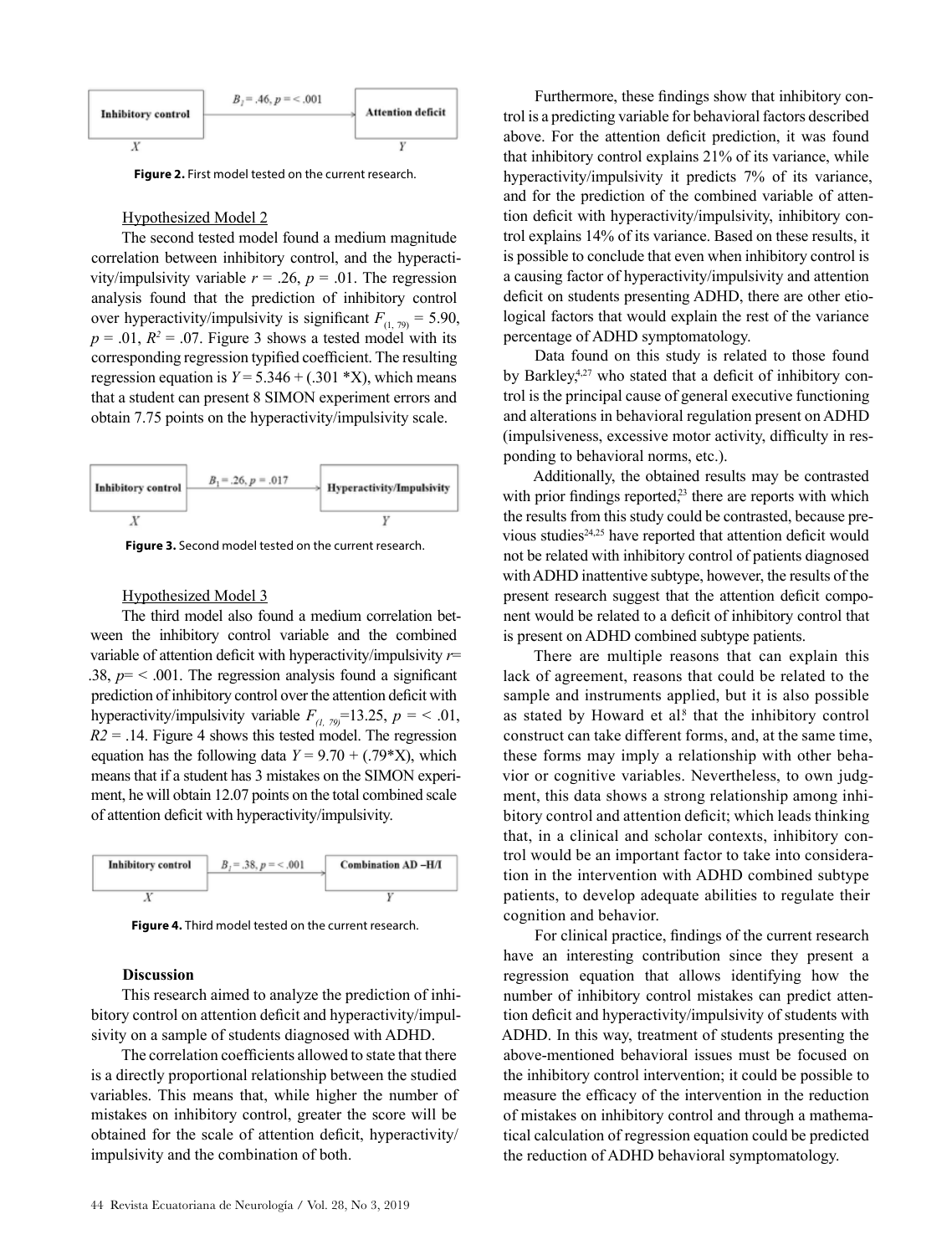Inhibitory control → Attention deficit ($B_1$ = .46, $p$ = < .001)

X Y

**Figure 2.** First model tested on the current research.

Hypothesized Model 2

The second tested model found a medium magnitude correlation between inhibitory control, and the hyperactivity/impulsivity variable $r$ = .26, $p$ = .01. The regression analysis found that the prediction of inhibitory control over hyperactivity/impulsivity is significant $F_{(1, 79)}$ = 5.90, $p$ = .01, $R^2$ = .07. Figure 3 shows a tested model with its corresponding regression typified coefficient. The resulting regression equation is $Y$ = 5.346 + (.301 *X), which means that a student can present 8 SIMON experiment errors and obtain 7.75 points on the hyperactivity/impulsivity scale.

Inhibitory control → Hyperactivity/Impulsivity ($B_1$ = .26, $p$ = .017)

X Y

**Figure 3.** Second model tested on the current research.

Hypothesized Model 3

The third model also found a medium correlation between the inhibitory control variable and the combined variable of attention deficit with hyperactivity/impulsivity $r$= .38, $p$= < .001. The regression analysis found a significant prediction of inhibitory control over the attention deficit with hyperactivity/impulsivity variable $F_{(1, 79)}$=13.25, $p$ = < .01, $R2$ = .14. Figure 4 shows this tested model. The regression equation has the following data $Y$ = 9.70 + (.79*X), which means that if a student has 3 mistakes on the SIMON experiment, he will obtain 12.07 points on the total combined scale of attention deficit with hyperactivity/impulsivity.

Inhibitory control → Combination AD –H/I ($B_1$ = .38, $p$ = < .001)

X Y

**Figure 4.** Third model tested on the current research.

**Discussion**

This research aimed to analyze the prediction of inhibitory control on attention deficit and hyperactivity/impulsivity on a sample of students diagnosed with ADHD.

The correlation coefficients allowed to state that there is a directly proportional relationship between the studied variables. This means that, while higher the number of mistakes on inhibitory control, greater the score will be obtained for the scale of attention deficit, hyperactivity/impulsivity and the combination of both.

Furthermore, these findings show that inhibitory control is a predicting variable for behavioral factors described above. For the attention deficit prediction, it was found that inhibitory control explains 21% of its variance, while hyperactivity/impulsivity it predicts 7% of its variance, and for the prediction of the combined variable of attention deficit with hyperactivity/impulsivity, inhibitory control explains 14% of its variance. Based on these results, it is possible to conclude that even when inhibitory control is a causing factor of hyperactivity/impulsivity and attention deficit on students presenting ADHD, there are other etiological factors that would explain the rest of the variance percentage of ADHD symptomatology.

Data found on this study is related to those found by Barkley,[4,27] who stated that a deficit of inhibitory control is the principal cause of general executive functioning and alterations in behavioral regulation present on ADHD (impulsiveness, excessive motor activity, difficulty in responding to behavioral norms, etc.).

Additionally, the obtained results may be contrasted with prior findings reported,[23] there are reports with which the results from this study could be contrasted, because previous studies[24,25] have reported that attention deficit would not be related with inhibitory control of patients diagnosed with ADHD inattentive subtype, however, the results of the present research suggest that the attention deficit component would be related to a deficit of inhibitory control that is present on ADHD combined subtype patients.

There are multiple reasons that can explain this lack of agreement, reasons that could be related to the sample and instruments applied, but it is also possible as stated by Howard et al.[8] that the inhibitory control construct can take different forms, and, at the same time, these forms may imply a relationship with other behavior or cognitive variables. Nevertheless, to own judgment, this data shows a strong relationship among inhibitory control and attention deficit; which leads thinking that, in a clinical and scholar contexts, inhibitory control would be an important factor to take into consideration in the intervention with ADHD combined subtype patients, to develop adequate abilities to regulate their cognition and behavior.

For clinical practice, findings of the current research have an interesting contribution since they present a regression equation that allows identifying how the number of inhibitory control mistakes can predict attention deficit and hyperactivity/impulsivity of students with ADHD. In this way, treatment of students presenting the above-mentioned behavioral issues must be focused on the inhibitory control intervention; it could be possible to measure the efficacy of the intervention in the reduction of mistakes on inhibitory control and through a mathematical calculation of regression equation could be predicted the reduction of ADHD behavioral symptomatology.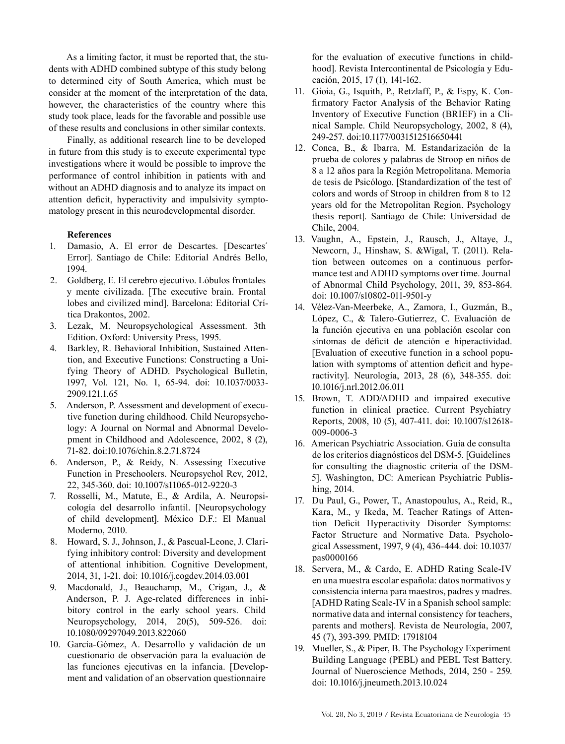As a limiting factor, it must be reported that, the students with ADHD combined subtype of this study belong to determined city of South America, which must be consider at the moment of the interpretation of the data, however, the characteristics of the country where this study took place, leads for the favorable and possible use of these results and conclusions in other similar contexts.

Finally, as additional research line to be developed in future from this study is to execute experimental type investigations where it would be possible to improve the performance of control inhibition in patients with and without an ADHD diagnosis and to analyze its impact on attention deficit, hyperactivity and impulsivity symptomatology present in this neurodevelopmental disorder.

**References**

1. Damasio, A. El error de Descartes. [Descartes´ Error]. Santiago de Chile: Editorial Andrés Bello, 1994.
2. Goldberg, E. El cerebro ejecutivo. Lóbulos frontales y mente civilizada. [The executive brain. Frontal lobes and civilized mind]. Barcelona: Editorial Crítica Drakontos, 2002.
3. Lezak, M. Neuropsychological Assessment. 3th Edition. Oxford: University Press, 1995.
4. Barkley, R. Behavioral Inhibition, Sustained Attention, and Executive Functions: Constructing a Unifying Theory of ADHD. Psychological Bulletin, 1997, Vol. 121, No. 1, 65-94. doi: 10.1037/0033-2909.121.1.65
5. Anderson, P. Assessment and development of executive function during childhood. Child Neuropsychology: A Journal on Normal and Abnormal Development in Childhood and Adolescence, 2002, 8 (2), 71-82. doi:10.1076/chin.8.2.71.8724
6. Anderson, P., & Reidy, N. Assessing Executive Function in Preschoolers. Neuropsychol Rev, 2012, 22, 345-360. doi: 10.1007/s11065-012-9220-3
7. Rosselli, M., Matute, E., & Ardila, A. Neuropsicología del desarrollo infantil. [Neuropsychology of child development]. México D.F.: El Manual Moderno, 2010.
8. Howard, S. J., Johnson, J., & Pascual-Leone, J. Clarifying inhibitory control: Diversity and development of attentional inhibition. Cognitive Development, 2014, 31, 1-21. doi: 10.1016/j.cogdev.2014.03.001
9. Macdonald, J., Beauchamp, M., Crigan, J., & Anderson, P. J. Age-related differences in inhibitory control in the early school years. Child Neuropsychology, 2014, 20(5), 509-526. doi: 10.1080/09297049.2013.822060
10. García-Gómez, A. Desarrollo y validación de un cuestionario de observación para la evaluación de las funciones ejecutivas en la infancia. [Development and validation of an observation questionnaire for the evaluation of executive functions in childhood]. Revista Intercontinental de Psicología y Educación, 2015, 17 (1), 141-162.
11. Gioia, G., Isquith, P., Retzlaff, P., & Espy, K. Confirmatory Factor Analysis of the Behavior Rating Inventory of Executive Function (BRIEF) in a Clinical Sample. Child Neuropsychology, 2002, 8 (4), 249-257. doi:10.1177/0031512516650441
12. Conca, B., & Ibarra, M. Estandarización de la prueba de colores y palabras de Stroop en niños de 8 a 12 años para la Región Metropolitana. Memoria de tesis de Psicólogo. [Standardization of the test of colors and words of Stroop in children from 8 to 12 years old for the Metropolitan Region. Psychology thesis report]. Santiago de Chile: Universidad de Chile, 2004.
13. Vaughn, A., Epstein, J., Rausch, J., Altaye, J., Newcorn, J., Hinshaw, S. &Wigal, T. (2011). Relation between outcomes on a continuous performance test and ADHD symptoms over time. Journal of Abnormal Child Psychology, 2011, 39, 853-864. doi: 10.1007/s10802-011-9501-y
14. Vélez-Van-Meerbeke, A., Zamora, I., Guzmán, B., López, C., & Talero-Gutierrez, C. Evaluación de la función ejecutiva en una población escolar con síntomas de déficit de atención e hiperactividad. [Evaluation of executive function in a school population with symptoms of attention deficit and hyperactivity]. Neurología, 2013, 28 (6), 348-355. doi: 10.1016/j.nrl.2012.06.011
15. Brown, T. ADD/ADHD and impaired executive function in clinical practice. Current Psychiatry Reports, 2008, 10 (5), 407-411. doi: 10.1007/s12618-009-0006-3
16. American Psychiatric Association. Guía de consulta de los criterios diagnósticos del DSM-5. [Guidelines for consulting the diagnostic criteria of the DSM-5]. Washington, DC: American Psychiatric Publishing, 2014.
17. Du Paul, G., Power, T., Anastopoulus, A., Reid, R., Kara, M., y Ikeda, M. Teacher Ratings of Attention Deficit Hyperactivity Disorder Symptoms: Factor Structure and Normative Data. Psychological Assessment, 1997, 9 (4), 436-444. doi: 10.1037/pas0000166
18. Servera, M., & Cardo, E. ADHD Rating Scale-IV en una muestra escolar española: datos normativos y consistencia interna para maestros, padres y madres. [ADHD Rating Scale-IV in a Spanish school sample: normative data and internal consistency for teachers, parents and mothers]. Revista de Neurología, 2007, 45 (7), 393-399. PMID: 17918104
19. Mueller, S., & Piper, B. The Psychology Experiment Building Language (PEBL) and PEBL Test Battery. Journal of Nueroscience Methods, 2014, 250 - 259. doi: 10.1016/j.jneumeth.2013.10.024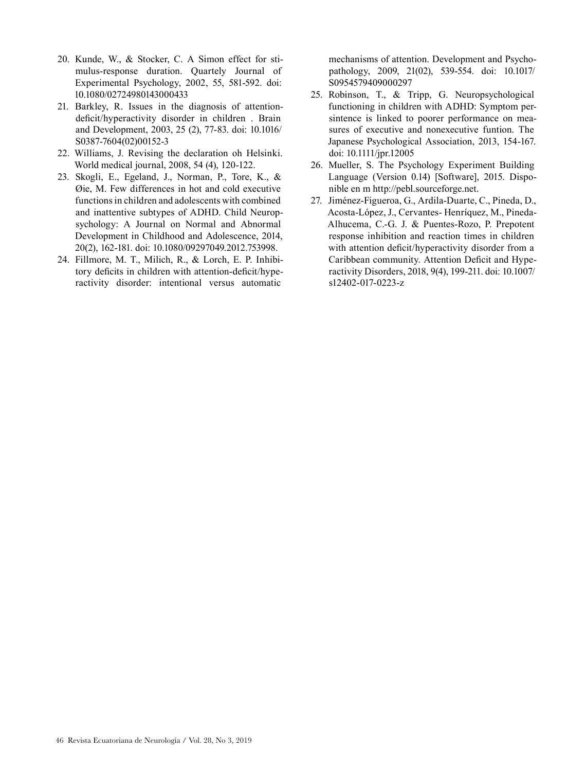20. Kunde, W., & Stocker, C. A Simon effect for stimulus-response duration. Quartely Journal of Experimental Psychology, 2002, 55, 581-592. doi: 10.1080/02724980143000433
21. Barkley, R. Issues in the diagnosis of attention-deficit/hyperactivity disorder in children . Brain and Development, 2003, 25 (2), 77-83. doi: 10.1016/S0387-7604(02)00152-3
22. Williams, J. Revising the declaration oh Helsinki. World medical journal, 2008, 54 (4), 120-122.
23. Skogli, E., Egeland, J., Norman, P., Tore, K., & Øie, M. Few differences in hot and cold executive functions in children and adolescents with combined and inattentive subtypes of ADHD. Child Neuropsychology: A Journal on Normal and Abnormal Development in Childhood and Adolescence, 2014, 20(2), 162-181. doi: 10.1080/09297049.2012.753998.
24. Fillmore, M. T., Milich, R., & Lorch, E. P. Inhibitory deficits in children with attention-deficit/hyperactivity disorder: intentional versus automatic mechanisms of attention. Development and Psychopathology, 2009, 21(02), 539-554. doi: 10.1017/S0954579409000297
25. Robinson, T., & Tripp, G. Neuropsychological functioning in children with ADHD: Symptom persintence is linked to poorer performance on measures of executive and nonexecutive funtion. The Japanese Psychological Association, 2013, 154-167. doi: 10.1111/jpr.12005
26. Mueller, S. The Psychology Experiment Building Language (Version 0.14) [Software], 2015. Disponible en m http://pebl.sourceforge.net.
27. Jiménez-Figueroa, G., Ardila-Duarte, C., Pineda, D., Acosta-López, J., Cervantes- Henríquez, M., Pineda-Alhucema, C.-G. J. & Puentes-Rozo, P. Prepotent response inhibition and reaction times in children with attention deficit/hyperactivity disorder from a Caribbean community. Attention Deficit and Hyperactivity Disorders, 2018, 9(4), 199-211. doi: 10.1007/s12402-017-0223-z